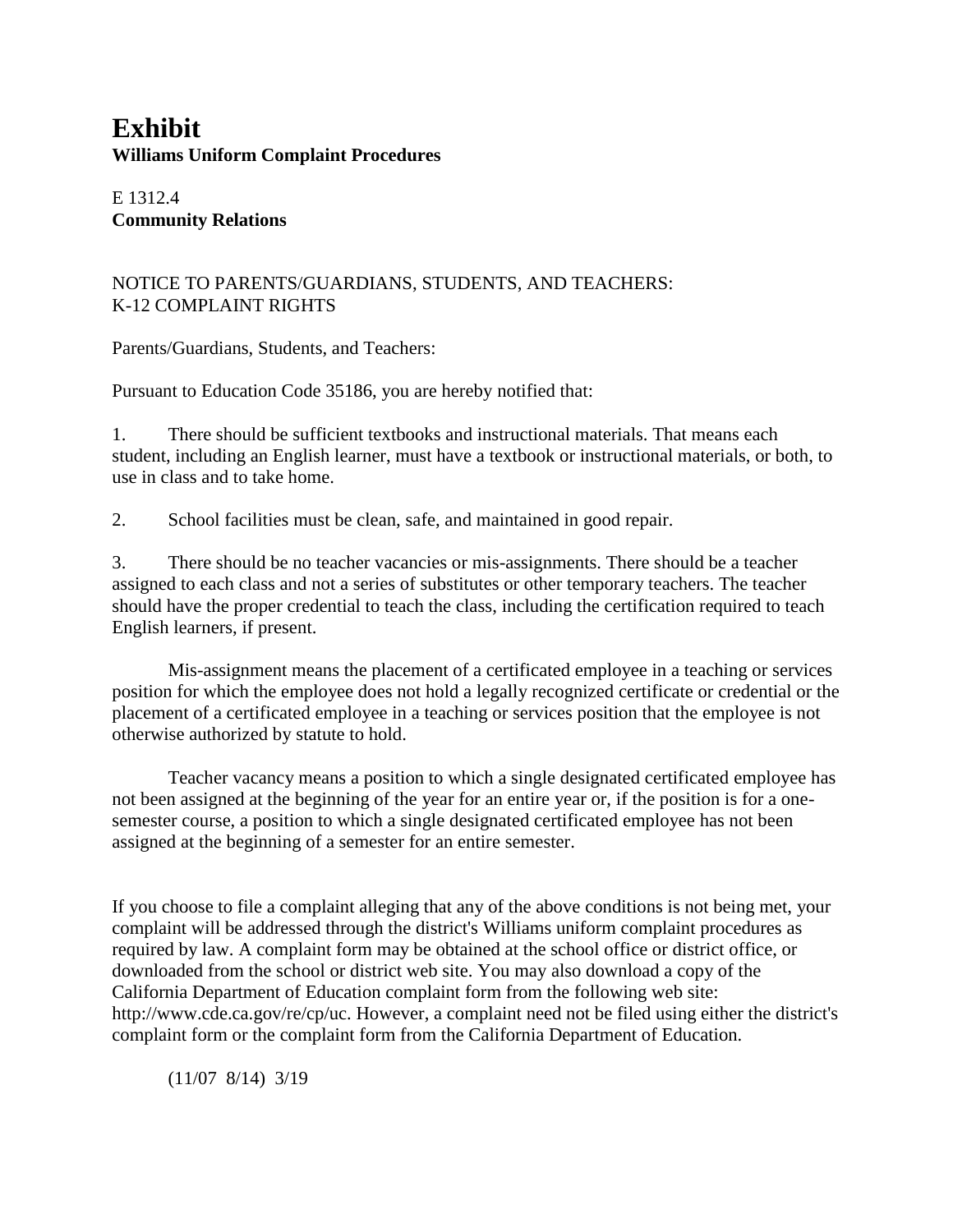# Exhibit

**Williams Uniform Complaint Procedures**

E 1312.4
**Community Relations**

NOTICE TO PARENTS/GUARDIANS, STUDENTS, AND TEACHERS:
K-12 COMPLAINT RIGHTS

Parents/Guardians, Students, and Teachers:

Pursuant to Education Code 35186, you are hereby notified that:

1. There should be sufficient textbooks and instructional materials. That means each student, including an English learner, must have a textbook or instructional materials, or both, to use in class and to take home.

2. School facilities must be clean, safe, and maintained in good repair.

3. There should be no teacher vacancies or mis-assignments. There should be a teacher assigned to each class and not a series of substitutes or other temporary teachers. The teacher should have the proper credential to teach the class, including the certification required to teach English learners, if present.

    Mis-assignment means the placement of a certificated employee in a teaching or services position for which the employee does not hold a legally recognized certificate or credential or the placement of a certificated employee in a teaching or services position that the employee is not otherwise authorized by statute to hold.

    Teacher vacancy means a position to which a single designated certificated employee has not been assigned at the beginning of the year for an entire year or, if the position is for a one-semester course, a position to which a single designated certificated employee has not been assigned at the beginning of a semester for an entire semester.

If you choose to file a complaint alleging that any of the above conditions is not being met, your complaint will be addressed through the district's Williams uniform complaint procedures as required by law. A complaint form may be obtained at the school office or district office, or downloaded from the school or district web site. You may also download a copy of the California Department of Education complaint form from the following web site: http://www.cde.ca.gov/re/cp/uc. However, a complaint need not be filed using either the district's complaint form or the complaint form from the California Department of Education.

(11/07 8/14) 3/19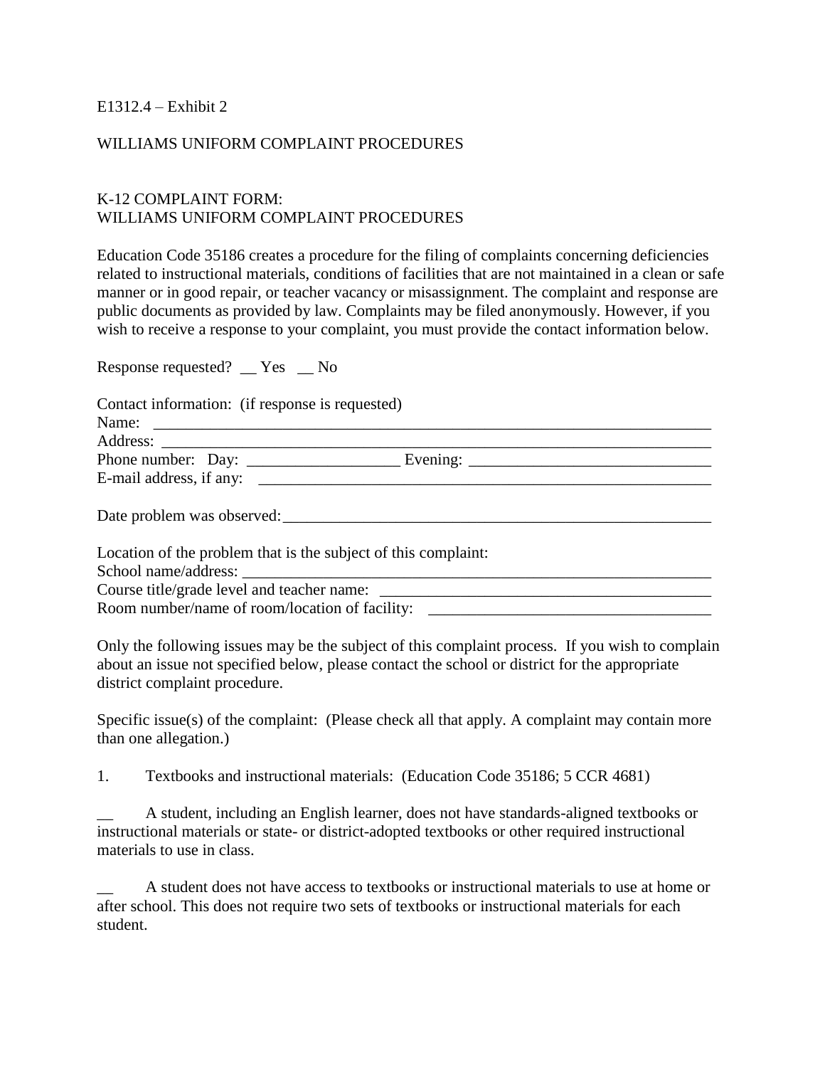E1312.4 – Exhibit 2

WILLIAMS UNIFORM COMPLAINT PROCEDURES

K-12 COMPLAINT FORM:
WILLIAMS UNIFORM COMPLAINT PROCEDURES

Education Code 35186 creates a procedure for the filing of complaints concerning deficiencies related to instructional materials, conditions of facilities that are not maintained in a clean or safe manner or in good repair, or teacher vacancy or misassignment. The complaint and response are public documents as provided by law. Complaints may be filed anonymously. However, if you wish to receive a response to your complaint, you must provide the contact information below.

Response requested? __ Yes __ No

Contact information: (if response is requested)
Name: ______________________________________________________________________
Address: ____________________________________________________________________
Phone number: Day: __________________ Evening: _____________________________
E-mail address, if any: ________________________________________________________

Date problem was observed: _____________________________________________________

Location of the problem that is the subject of this complaint:
School name/address: _________________________________________________________
Course title/grade level and teacher name: ________________________________________
Room number/name of room/location of facility: __________________________________

Only the following issues may be the subject of this complaint process. If you wish to complain about an issue not specified below, please contact the school or district for the appropriate district complaint procedure.

Specific issue(s) of the complaint: (Please check all that apply. A complaint may contain more than one allegation.)

1. Textbooks and instructional materials: (Education Code 35186; 5 CCR 4681)

__ A student, including an English learner, does not have standards-aligned textbooks or instructional materials or state- or district-adopted textbooks or other required instructional materials to use in class.

__ A student does not have access to textbooks or instructional materials to use at home or after school. This does not require two sets of textbooks or instructional materials for each student.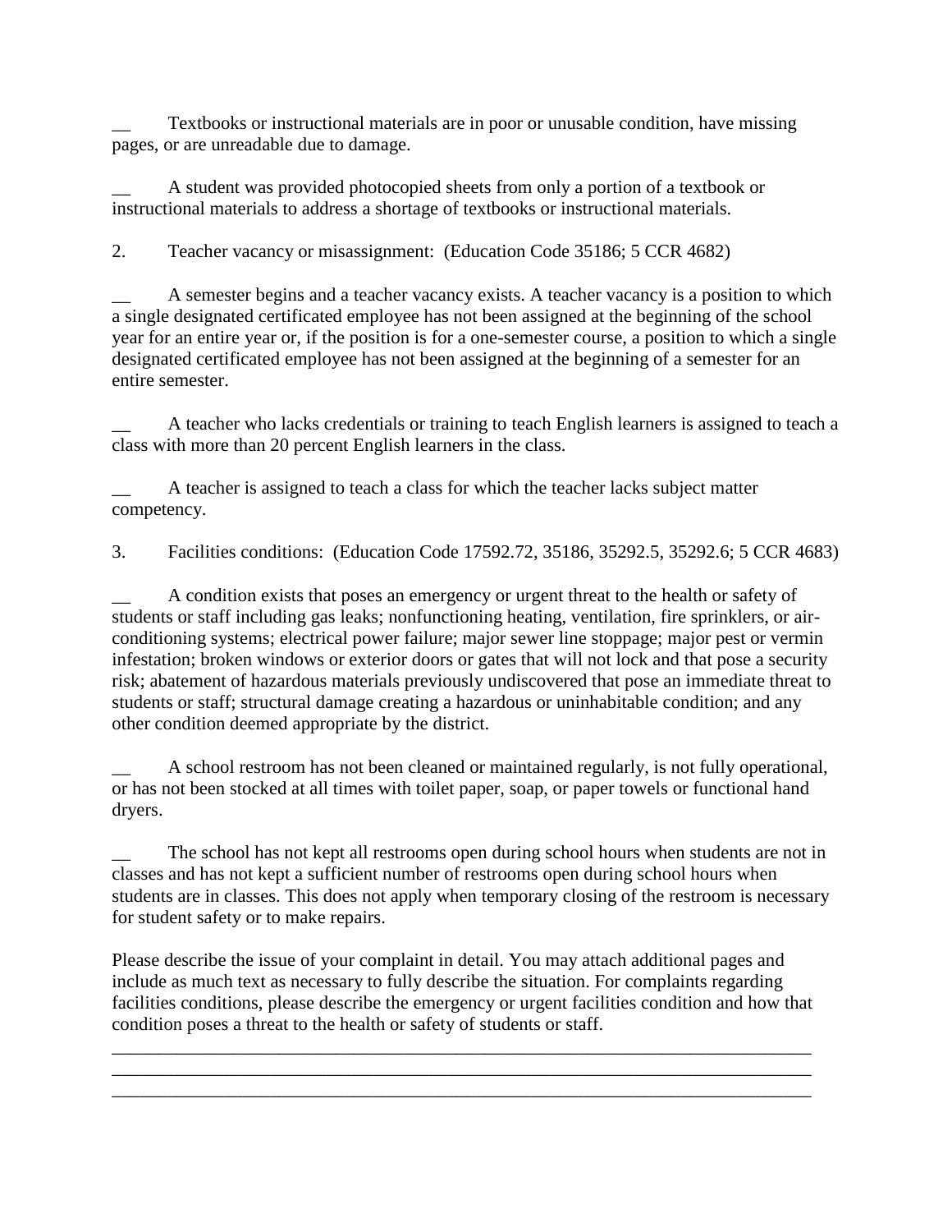__ Textbooks or instructional materials are in poor or unusable condition, have missing pages, or are unreadable due to damage.

__ A student was provided photocopied sheets from only a portion of a textbook or instructional materials to address a shortage of textbooks or instructional materials.

2. Teacher vacancy or misassignment: (Education Code 35186; 5 CCR 4682)

__ A semester begins and a teacher vacancy exists. A teacher vacancy is a position to which a single designated certificated employee has not been assigned at the beginning of the school year for an entire year or, if the position is for a one-semester course, a position to which a single designated certificated employee has not been assigned at the beginning of a semester for an entire semester.

__ A teacher who lacks credentials or training to teach English learners is assigned to teach a class with more than 20 percent English learners in the class.

__ A teacher is assigned to teach a class for which the teacher lacks subject matter competency.

3. Facilities conditions: (Education Code 17592.72, 35186, 35292.5, 35292.6; 5 CCR 4683)

__ A condition exists that poses an emergency or urgent threat to the health or safety of students or staff including gas leaks; nonfunctioning heating, ventilation, fire sprinklers, or air-conditioning systems; electrical power failure; major sewer line stoppage; major pest or vermin infestation; broken windows or exterior doors or gates that will not lock and that pose a security risk; abatement of hazardous materials previously undiscovered that pose an immediate threat to students or staff; structural damage creating a hazardous or uninhabitable condition; and any other condition deemed appropriate by the district.

__ A school restroom has not been cleaned or maintained regularly, is not fully operational, or has not been stocked at all times with toilet paper, soap, or paper towels or functional hand dryers.

__ The school has not kept all restrooms open during school hours when students are not in classes and has not kept a sufficient number of restrooms open during school hours when students are in classes. This does not apply when temporary closing of the restroom is necessary for student safety or to make repairs.

Please describe the issue of your complaint in detail. You may attach additional pages and include as much text as necessary to fully describe the situation. For complaints regarding facilities conditions, please describe the emergency or urgent facilities condition and how that condition poses a threat to the health or safety of students or staff.

___________________________________________________________________________
___________________________________________________________________________
___________________________________________________________________________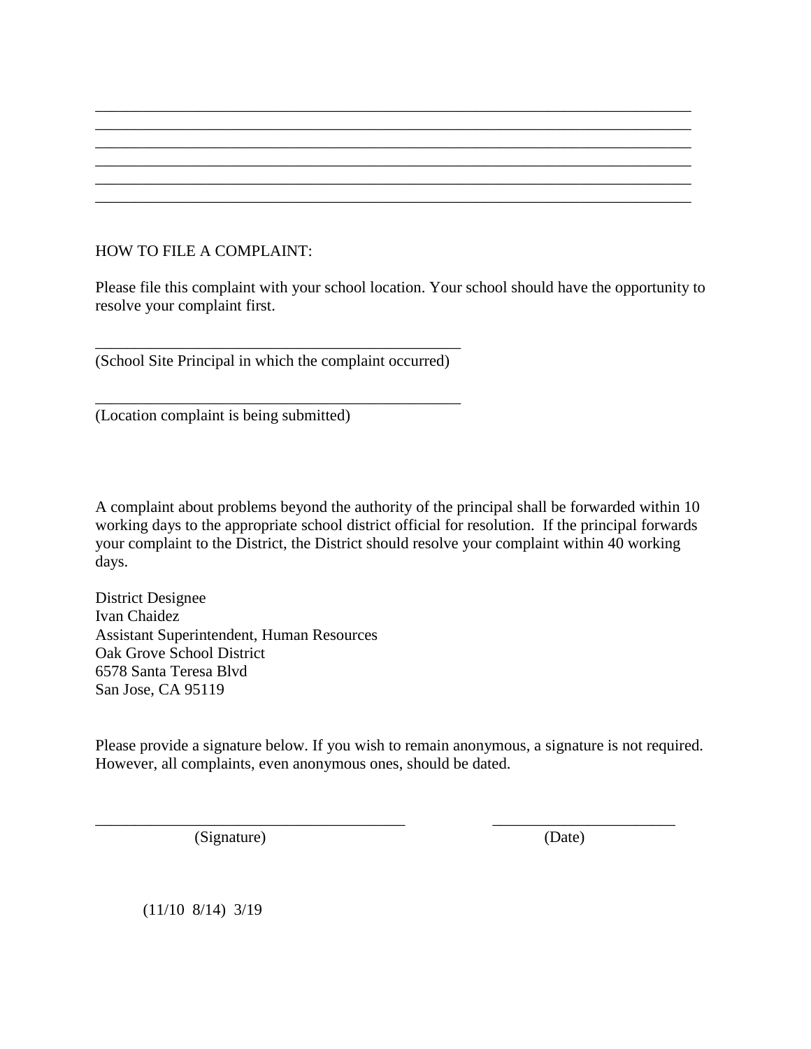\_\_\_\_\_\_\_\_\_\_\_\_\_\_\_\_\_\_\_\_\_\_\_\_\_\_\_\_\_\_\_\_\_\_\_\_\_\_\_\_\_\_\_\_\_\_\_\_\_\_\_\_\_\_\_\_\_\_\_\_\_\_\_\_\_\_\_\_\_\_\_\_\_\_\_\_\_\_
\_\_\_\_\_\_\_\_\_\_\_\_\_\_\_\_\_\_\_\_\_\_\_\_\_\_\_\_\_\_\_\_\_\_\_\_\_\_\_\_\_\_\_\_\_\_\_\_\_\_\_\_\_\_\_\_\_\_\_\_\_\_\_\_\_\_\_\_\_\_\_\_\_\_\_\_\_\_
\_\_\_\_\_\_\_\_\_\_\_\_\_\_\_\_\_\_\_\_\_\_\_\_\_\_\_\_\_\_\_\_\_\_\_\_\_\_\_\_\_\_\_\_\_\_\_\_\_\_\_\_\_\_\_\_\_\_\_\_\_\_\_\_\_\_\_\_\_\_\_\_\_\_\_\_\_\_
\_\_\_\_\_\_\_\_\_\_\_\_\_\_\_\_\_\_\_\_\_\_\_\_\_\_\_\_\_\_\_\_\_\_\_\_\_\_\_\_\_\_\_\_\_\_\_\_\_\_\_\_\_\_\_\_\_\_\_\_\_\_\_\_\_\_\_\_\_\_\_\_\_\_\_\_\_\_
\_\_\_\_\_\_\_\_\_\_\_\_\_\_\_\_\_\_\_\_\_\_\_\_\_\_\_\_\_\_\_\_\_\_\_\_\_\_\_\_\_\_\_\_\_\_\_\_\_\_\_\_\_\_\_\_\_\_\_\_\_\_\_\_\_\_\_\_\_\_\_\_\_\_\_\_\_\_
\_\_\_\_\_\_\_\_\_\_\_\_\_\_\_\_\_\_\_\_\_\_\_\_\_\_\_\_\_\_\_\_\_\_\_\_\_\_\_\_\_\_\_\_\_\_\_\_\_\_\_\_\_\_\_\_\_\_\_\_\_\_\_\_\_\_\_\_\_\_\_\_\_\_\_\_\_\_

HOW TO FILE A COMPLAINT:

Please file this complaint with your school location. Your school should have the opportunity to resolve your complaint first.

\_\_\_\_\_\_\_\_\_\_\_\_\_\_\_\_\_\_\_\_\_\_\_\_\_\_\_\_\_\_\_\_\_\_\_\_\_\_\_\_\_\_\_\_\_\_
(School Site Principal in which the complaint occurred)

\_\_\_\_\_\_\_\_\_\_\_\_\_\_\_\_\_\_\_\_\_\_\_\_\_\_\_\_\_\_\_\_\_\_\_\_\_\_\_\_\_\_\_\_\_\_
(Location complaint is being submitted)

A complaint about problems beyond the authority of the principal shall be forwarded within 10 working days to the appropriate school district official for resolution. If the principal forwards your complaint to the District, the District should resolve your complaint within 40 working days.

District Designee
Ivan Chaidez
Assistant Superintendent, Human Resources
Oak Grove School District
6578 Santa Teresa Blvd
San Jose, CA 95119

Please provide a signature below. If you wish to remain anonymous, a signature is not required. However, all complaints, even anonymous ones, should be dated.

\_\_\_\_\_\_\_\_\_\_\_\_\_\_\_\_\_\_\_\_\_\_\_\_\_\_\_\_\_\_\_\_\_\_\_\_\_\_\_\_ \_\_\_\_\_\_\_\_\_\_\_\_\_\_\_\_\_\_\_\_\_\_\_\_
(Signature) (Date)

(11/10 8/14) 3/19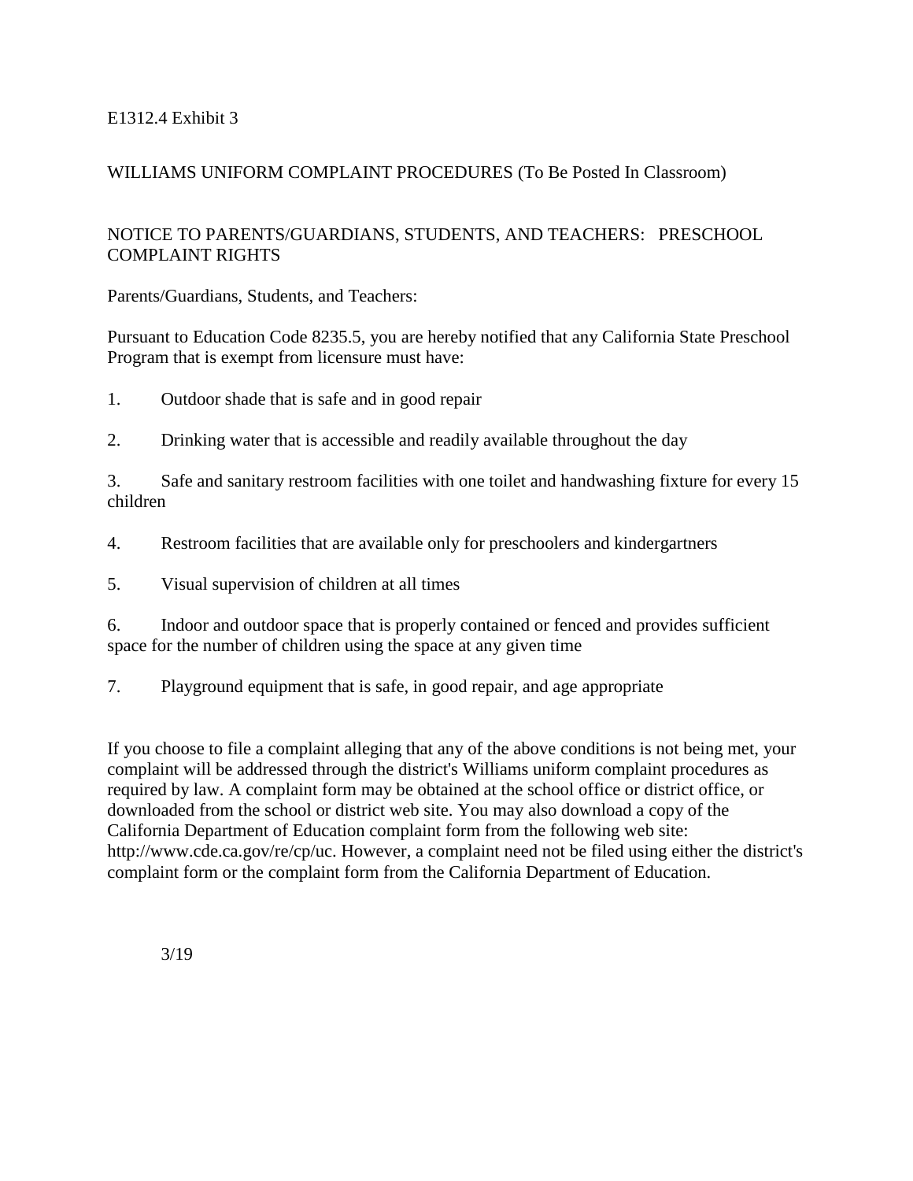E1312.4 Exhibit 3

WILLIAMS UNIFORM COMPLAINT PROCEDURES (To Be Posted In Classroom)

NOTICE TO PARENTS/GUARDIANS, STUDENTS, AND TEACHERS: PRESCHOOL COMPLAINT RIGHTS

Parents/Guardians, Students, and Teachers:

Pursuant to Education Code 8235.5, you are hereby notified that any California State Preschool Program that is exempt from licensure must have:

1. Outdoor shade that is safe and in good repair
2. Drinking water that is accessible and readily available throughout the day
3. Safe and sanitary restroom facilities with one toilet and handwashing fixture for every 15 children
4. Restroom facilities that are available only for preschoolers and kindergartners
5. Visual supervision of children at all times
6. Indoor and outdoor space that is properly contained or fenced and provides sufficient space for the number of children using the space at any given time
7. Playground equipment that is safe, in good repair, and age appropriate

If you choose to file a complaint alleging that any of the above conditions is not being met, your complaint will be addressed through the district's Williams uniform complaint procedures as required by law. A complaint form may be obtained at the school office or district office, or downloaded from the school or district web site. You may also download a copy of the California Department of Education complaint form from the following web site: http://www.cde.ca.gov/re/cp/uc. However, a complaint need not be filed using either the district's complaint form or the complaint form from the California Department of Education.

3/19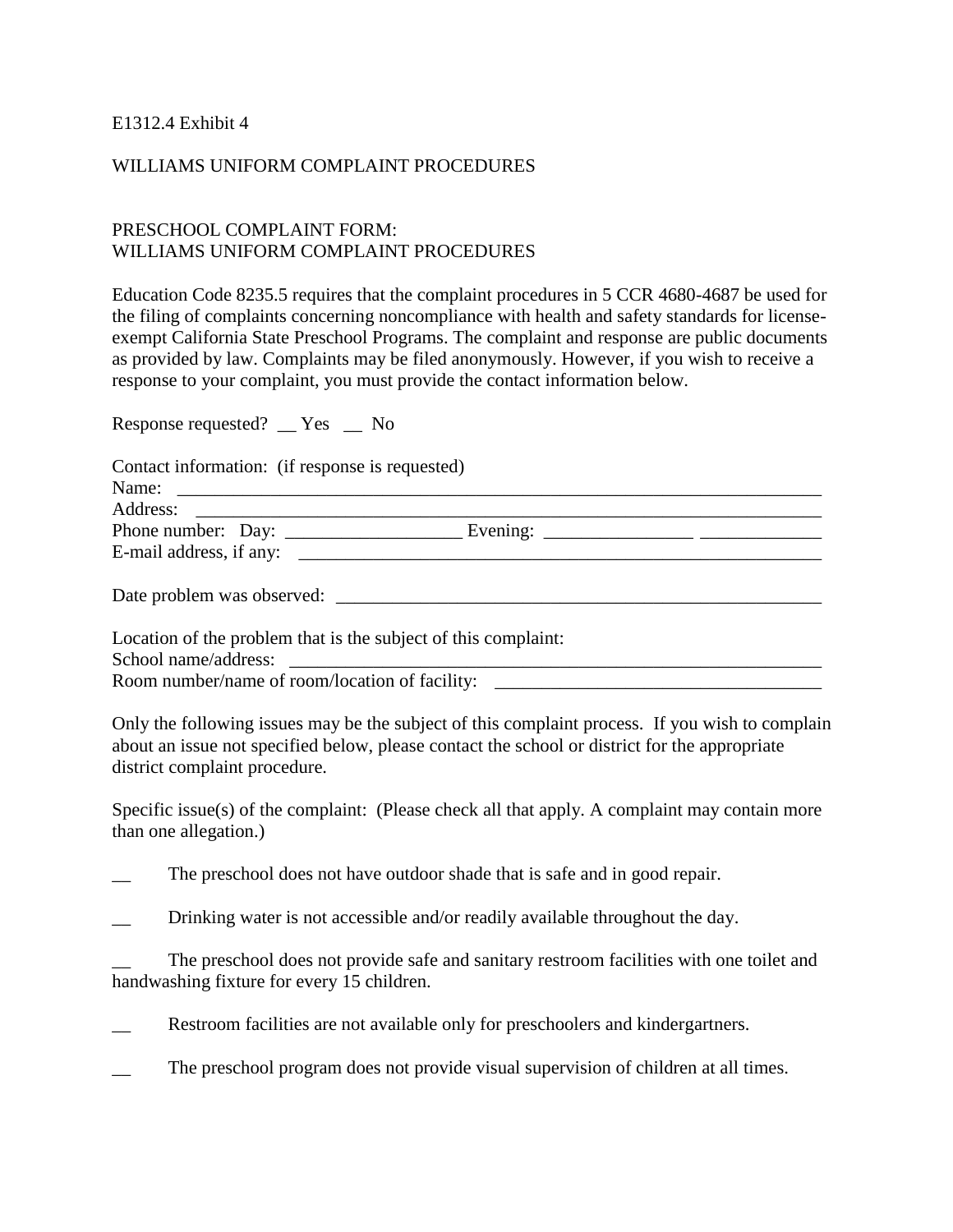E1312.4 Exhibit 4

WILLIAMS UNIFORM COMPLAINT PROCEDURES

PRESCHOOL COMPLAINT FORM:
WILLIAMS UNIFORM COMPLAINT PROCEDURES

Education Code 8235.5 requires that the complaint procedures in 5 CCR 4680-4687 be used for the filing of complaints concerning noncompliance with health and safety standards for license-exempt California State Preschool Programs. The complaint and response are public documents as provided by law. Complaints may be filed anonymously. However, if you wish to receive a response to your complaint, you must provide the contact information below.

Response requested? __ Yes __ No

Contact information: (if response is requested)
Name: ________________________________________________________________________
Address: ______________________________________________________________________
Phone number: Day: __________________ Evening: ________________ _____________
E-mail address, if any: _________________________________________________________

Date problem was observed: _____________________________________________________

Location of the problem that is the subject of this complaint:
School name/address: __________________________________________________________
Room number/name of room/location of facility: ___________________________________

Only the following issues may be the subject of this complaint process. If you wish to complain about an issue not specified below, please contact the school or district for the appropriate district complaint procedure.

Specific issue(s) of the complaint: (Please check all that apply. A complaint may contain more than one allegation.)

__ The preschool does not have outdoor shade that is safe and in good repair.

__ Drinking water is not accessible and/or readily available throughout the day.

__ The preschool does not provide safe and sanitary restroom facilities with one toilet and handwashing fixture for every 15 children.

__ Restroom facilities are not available only for preschoolers and kindergartners.

__ The preschool program does not provide visual supervision of children at all times.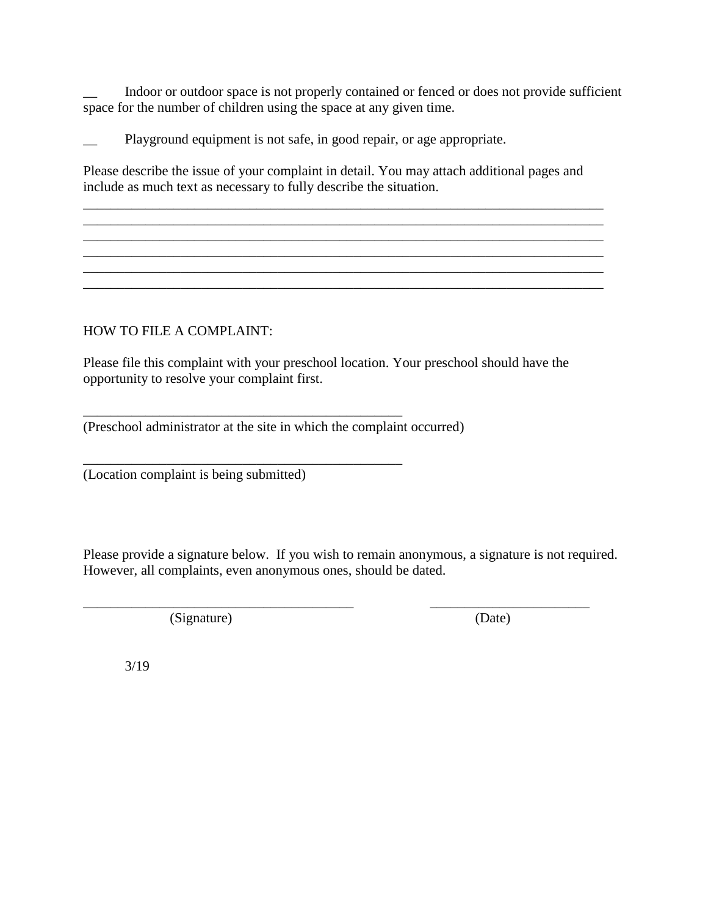__ Indoor or outdoor space is not properly contained or fenced or does not provide sufficient space for the number of children using the space at any given time.

__ Playground equipment is not safe, in good repair, or age appropriate.

Please describe the issue of your complaint in detail. You may attach additional pages and include as much text as necessary to fully describe the situation.

\_\_\_\_\_\_\_\_\_\_\_\_\_\_\_\_\_\_\_\_\_\_\_\_\_\_\_\_\_\_\_\_\_\_\_\_\_\_\_\_\_\_\_\_\_\_\_\_\_\_\_\_\_\_\_\_\_\_\_\_\_\_\_\_\_\_\_\_\_\_\_\_
\_\_\_\_\_\_\_\_\_\_\_\_\_\_\_\_\_\_\_\_\_\_\_\_\_\_\_\_\_\_\_\_\_\_\_\_\_\_\_\_\_\_\_\_\_\_\_\_\_\_\_\_\_\_\_\_\_\_\_\_\_\_\_\_\_\_\_\_\_\_\_\_
\_\_\_\_\_\_\_\_\_\_\_\_\_\_\_\_\_\_\_\_\_\_\_\_\_\_\_\_\_\_\_\_\_\_\_\_\_\_\_\_\_\_\_\_\_\_\_\_\_\_\_\_\_\_\_\_\_\_\_\_\_\_\_\_\_\_\_\_\_\_\_\_
\_\_\_\_\_\_\_\_\_\_\_\_\_\_\_\_\_\_\_\_\_\_\_\_\_\_\_\_\_\_\_\_\_\_\_\_\_\_\_\_\_\_\_\_\_\_\_\_\_\_\_\_\_\_\_\_\_\_\_\_\_\_\_\_\_\_\_\_\_\_\_\_
\_\_\_\_\_\_\_\_\_\_\_\_\_\_\_\_\_\_\_\_\_\_\_\_\_\_\_\_\_\_\_\_\_\_\_\_\_\_\_\_\_\_\_\_\_\_\_\_\_\_\_\_\_\_\_\_\_\_\_\_\_\_\_\_\_\_\_\_\_\_\_\_
\_\_\_\_\_\_\_\_\_\_\_\_\_\_\_\_\_\_\_\_\_\_\_\_\_\_\_\_\_\_\_\_\_\_\_\_\_\_\_\_\_\_\_\_\_\_\_\_\_\_\_\_\_\_\_\_\_\_\_\_\_\_\_\_\_\_\_\_\_\_\_\_

HOW TO FILE A COMPLAINT:

Please file this complaint with your preschool location. Your preschool should have the opportunity to resolve your complaint first.

\_\_\_\_\_\_\_\_\_\_\_\_\_\_\_\_\_\_\_\_\_\_\_\_\_\_\_\_\_\_\_\_\_\_\_\_\_\_\_\_\_\_\_\_
(Preschool administrator at the site in which the complaint occurred)

\_\_\_\_\_\_\_\_\_\_\_\_\_\_\_\_\_\_\_\_\_\_\_\_\_\_\_\_\_\_\_\_\_\_\_\_\_\_\_\_\_\_\_\_
(Location complaint is being submitted)

Please provide a signature below. If you wish to remain anonymous, a signature is not required. However, all complaints, even anonymous ones, should be dated.

\_\_\_\_\_\_\_\_\_\_\_\_\_\_\_\_\_\_\_\_\_\_\_\_\_\_\_\_\_\_\_\_\_\_\_\_\_\_\_ \_\_\_\_\_\_\_\_\_\_\_\_\_\_\_\_\_\_\_\_\_\_\_
(Signature) (Date)

3/19